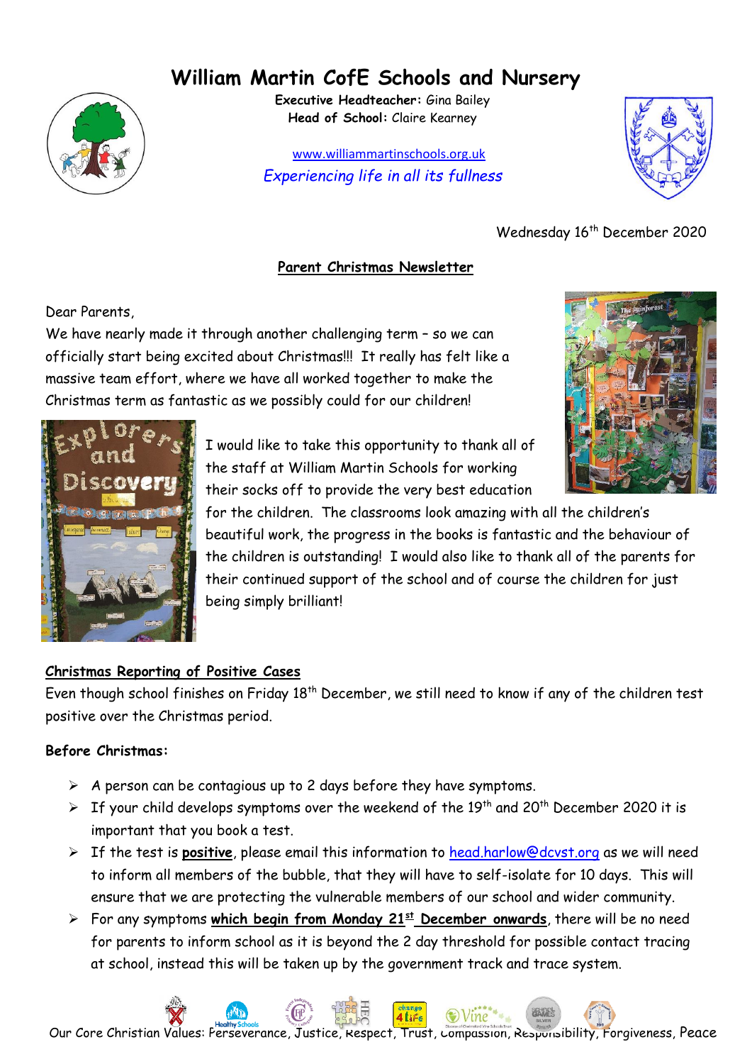# William Martin CofE Schools and Nursery

**Executive Headteacher:** Gina Bailey
**Head of School:** Claire Kearney

www.williammartinschools.org.uk

*Experiencing life in all its fullness*

Wednesday 16th December 2020

## Parent Christmas Newsletter

Dear Parents,

We have nearly made it through another challenging term – so we can officially start being excited about Christmas!!! It really has felt like a massive team effort, where we have all worked together to make the Christmas term as fantastic as we possibly could for our children!

I would like to take this opportunity to thank all of the staff at William Martin Schools for working their socks off to provide the very best education for the children. The classrooms look amazing with all the children's beautiful work, the progress in the books is fantastic and the behaviour of the children is outstanding! I would also like to thank all of the parents for their continued support of the school and of course the children for just being simply brilliant!

### Christmas Reporting of Positive Cases

Even though school finishes on Friday 18th December, we still need to know if any of the children test positive over the Christmas period.

**Before Christmas:**

- A person can be contagious up to 2 days before they have symptoms.
- If your child develops symptoms over the weekend of the 19th and 20th December 2020 it is important that you book a test.
- If the test is **positive**, please email this information to head.harlow@dcvst.org as we will need to inform all members of the bubble, that they will have to self-isolate for 10 days. This will ensure that we are protecting the vulnerable members of our school and wider community.
- For any symptoms **which begin from Monday 21st December onwards**, there will be no need for parents to inform school as it is beyond the 2 day threshold for possible contact tracing at school, instead this will be taken up by the government track and trace system.

Our Core Christian Values: Perseverance, Justice, Respect, Trust, Compassion, Responsibility, Forgiveness, Peace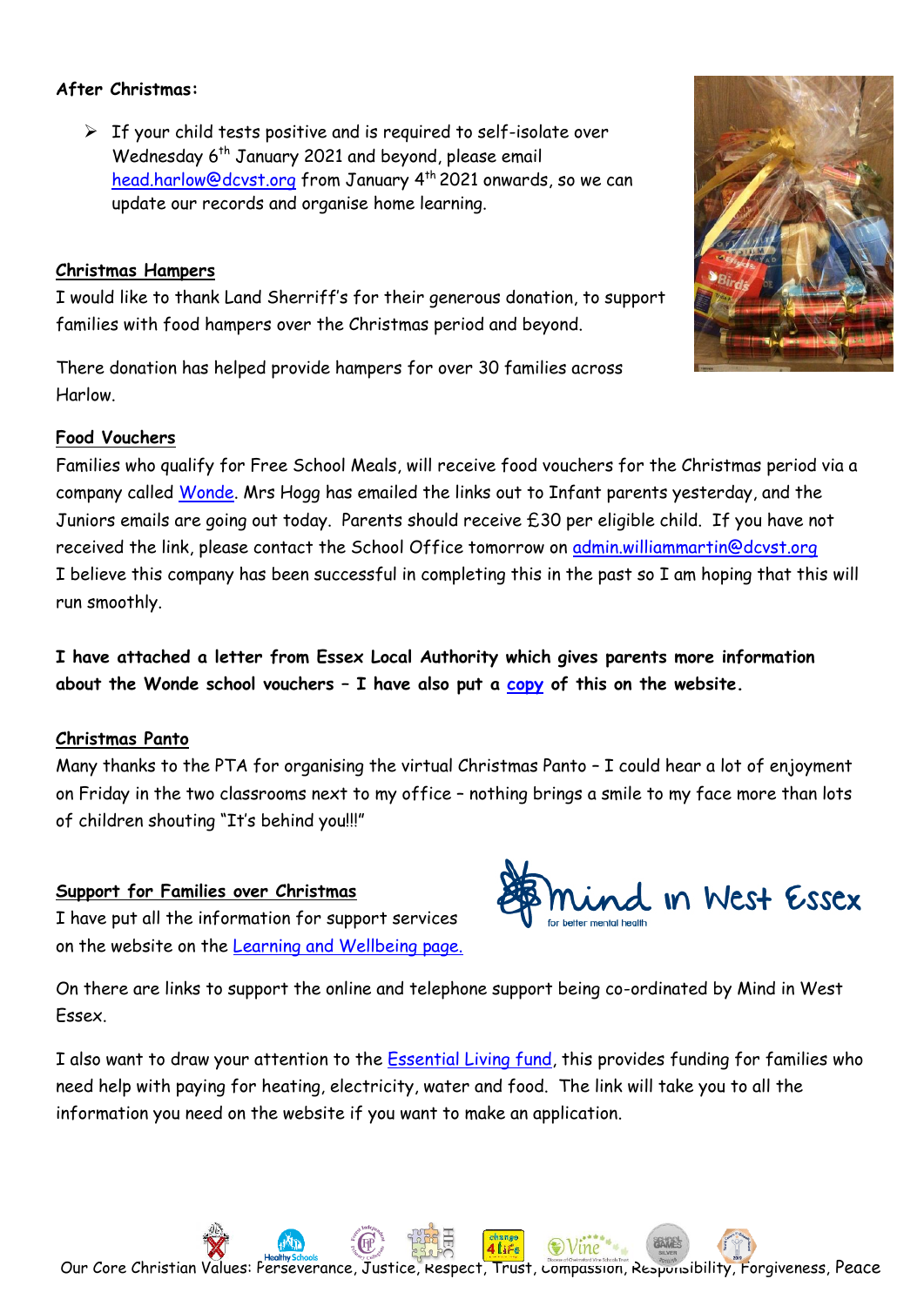**After Christmas:**

- If your child tests positive and is required to self-isolate over Wednesday 6th January 2021 and beyond, please email head.harlow@dcvst.org from January 4th 2021 onwards, so we can update our records and organise home learning.

**Christmas Hampers**

I would like to thank Land Sherriff's for their generous donation, to support families with food hampers over the Christmas period and beyond.

There donation has helped provide hampers for over 30 families across Harlow.

**Food Vouchers**

Families who qualify for Free School Meals, will receive food vouchers for the Christmas period via a company called Wonde. Mrs Hogg has emailed the links out to Infant parents yesterday, and the Juniors emails are going out today. Parents should receive £30 per eligible child. If you have not received the link, please contact the School Office tomorrow on admin.williammartin@dcvst.org I believe this company has been successful in completing this in the past so I am hoping that this will run smoothly.

**I have attached a letter from Essex Local Authority which gives parents more information about the Wonde school vouchers – I have also put a copy of this on the website.**

**Christmas Panto**

Many thanks to the PTA for organising the virtual Christmas Panto – I could hear a lot of enjoyment on Friday in the two classrooms next to my office – nothing brings a smile to my face more than lots of children shouting "It's behind you!!!"

**Support for Families over Christmas**

I have put all the information for support services on the website on the Learning and Wellbeing page.

On there are links to support the online and telephone support being co-ordinated by Mind in West Essex.

I also want to draw your attention to the Essential Living fund, this provides funding for families who need help with paying for heating, electricity, water and food. The link will take you to all the information you need on the website if you want to make an application.

Our Core Christian Values: Perseverance, Justice, Respect, Trust, Compassion, Responsibility, Forgiveness, Peace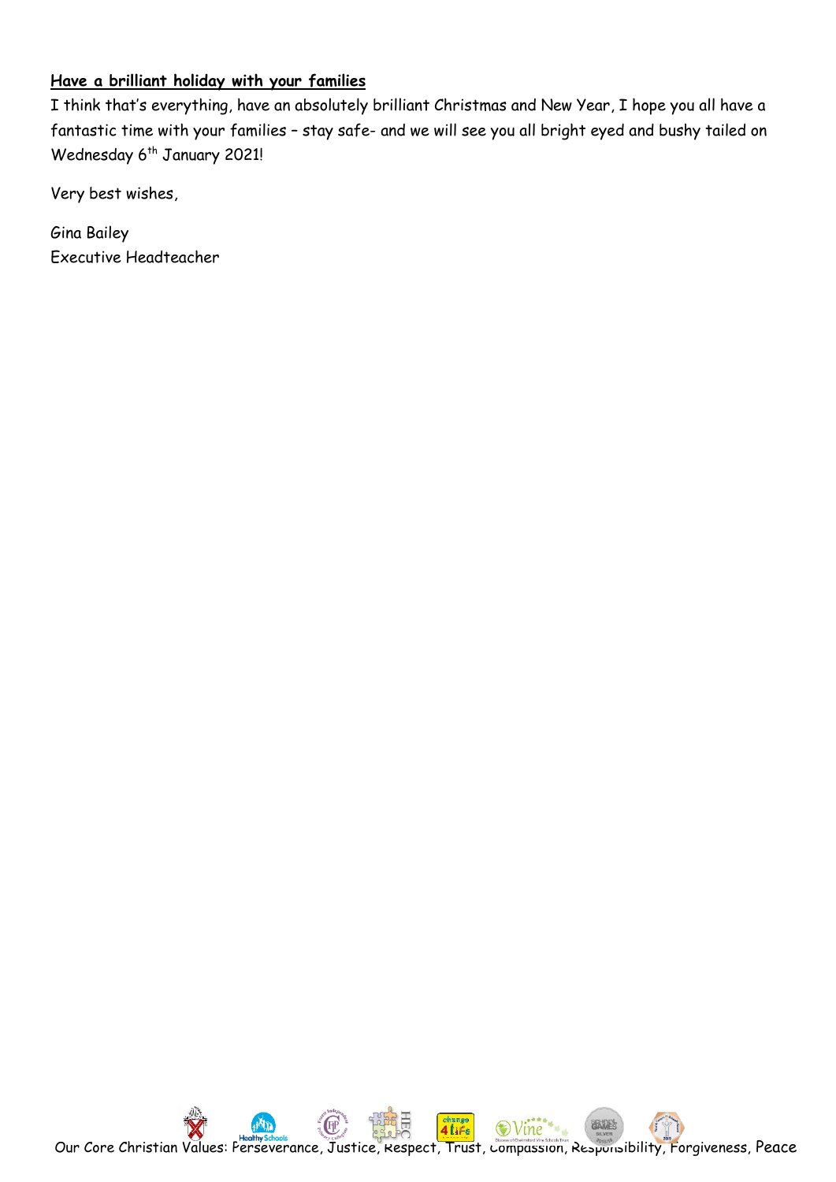**Have a brilliant holiday with your families**

I think that's everything, have an absolutely brilliant Christmas and New Year, I hope you all have a fantastic time with your families – stay safe- and we will see you all bright eyed and bushy tailed on Wednesday 6th January 2021!

Very best wishes,

Gina Bailey
Executive Headteacher